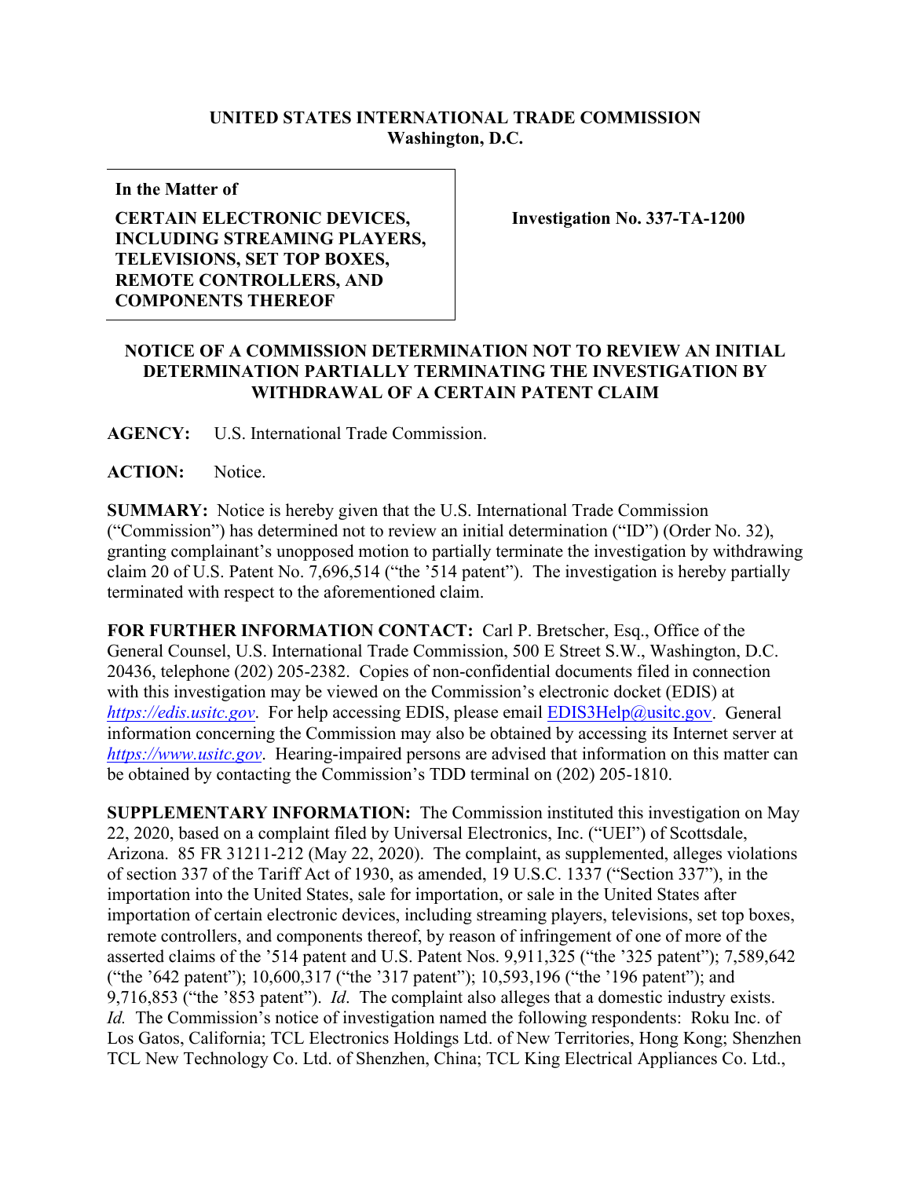**UNITED STATES INTERNATIONAL TRADE COMMISSION**
**Washington, D.C.**

| **In the Matter of** **CERTAIN ELECTRONIC DEVICES, INCLUDING STREAMING PLAYERS, TELEVISIONS, SET TOP BOXES, REMOTE CONTROLLERS, AND COMPONENTS THEREOF** | **Investigation No. 337-TA-1200** |
|---|---|

**NOTICE OF A COMMISSION DETERMINATION NOT TO REVIEW AN INITIAL DETERMINATION PARTIALLY TERMINATING THE INVESTIGATION BY WITHDRAWAL OF A CERTAIN PATENT CLAIM**

**AGENCY:** U.S. International Trade Commission.

**ACTION:** Notice.

**SUMMARY:** Notice is hereby given that the U.S. International Trade Commission ("Commission") has determined not to review an initial determination ("ID") (Order No. 32), granting complainant's unopposed motion to partially terminate the investigation by withdrawing claim 20 of U.S. Patent No. 7,696,514 ("the '514 patent"). The investigation is hereby partially terminated with respect to the aforementioned claim.

**FOR FURTHER INFORMATION CONTACT:** Carl P. Bretscher, Esq., Office of the General Counsel, U.S. International Trade Commission, 500 E Street S.W., Washington, D.C. 20436, telephone (202) 205-2382. Copies of non-confidential documents filed in connection with this investigation may be viewed on the Commission's electronic docket (EDIS) at *https://edis.usitc.gov*. For help accessing EDIS, please email EDIS3Help@usitc.gov. General information concerning the Commission may also be obtained by accessing its Internet server at *https://www.usitc.gov*. Hearing-impaired persons are advised that information on this matter can be obtained by contacting the Commission's TDD terminal on (202) 205-1810.

**SUPPLEMENTARY INFORMATION:** The Commission instituted this investigation on May 22, 2020, based on a complaint filed by Universal Electronics, Inc. ("UEI") of Scottsdale, Arizona. 85 FR 31211-212 (May 22, 2020). The complaint, as supplemented, alleges violations of section 337 of the Tariff Act of 1930, as amended, 19 U.S.C. 1337 ("Section 337"), in the importation into the United States, sale for importation, or sale in the United States after importation of certain electronic devices, including streaming players, televisions, set top boxes, remote controllers, and components thereof, by reason of infringement of one of more of the asserted claims of the '514 patent and U.S. Patent Nos. 9,911,325 ("the '325 patent"); 7,589,642 ("the '642 patent"); 10,600,317 ("the '317 patent"); 10,593,196 ("the '196 patent"); and 9,716,853 ("the '853 patent"). *Id*. The complaint also alleges that a domestic industry exists. *Id.* The Commission's notice of investigation named the following respondents: Roku Inc. of Los Gatos, California; TCL Electronics Holdings Ltd. of New Territories, Hong Kong; Shenzhen TCL New Technology Co. Ltd. of Shenzhen, China; TCL King Electrical Appliances Co. Ltd.,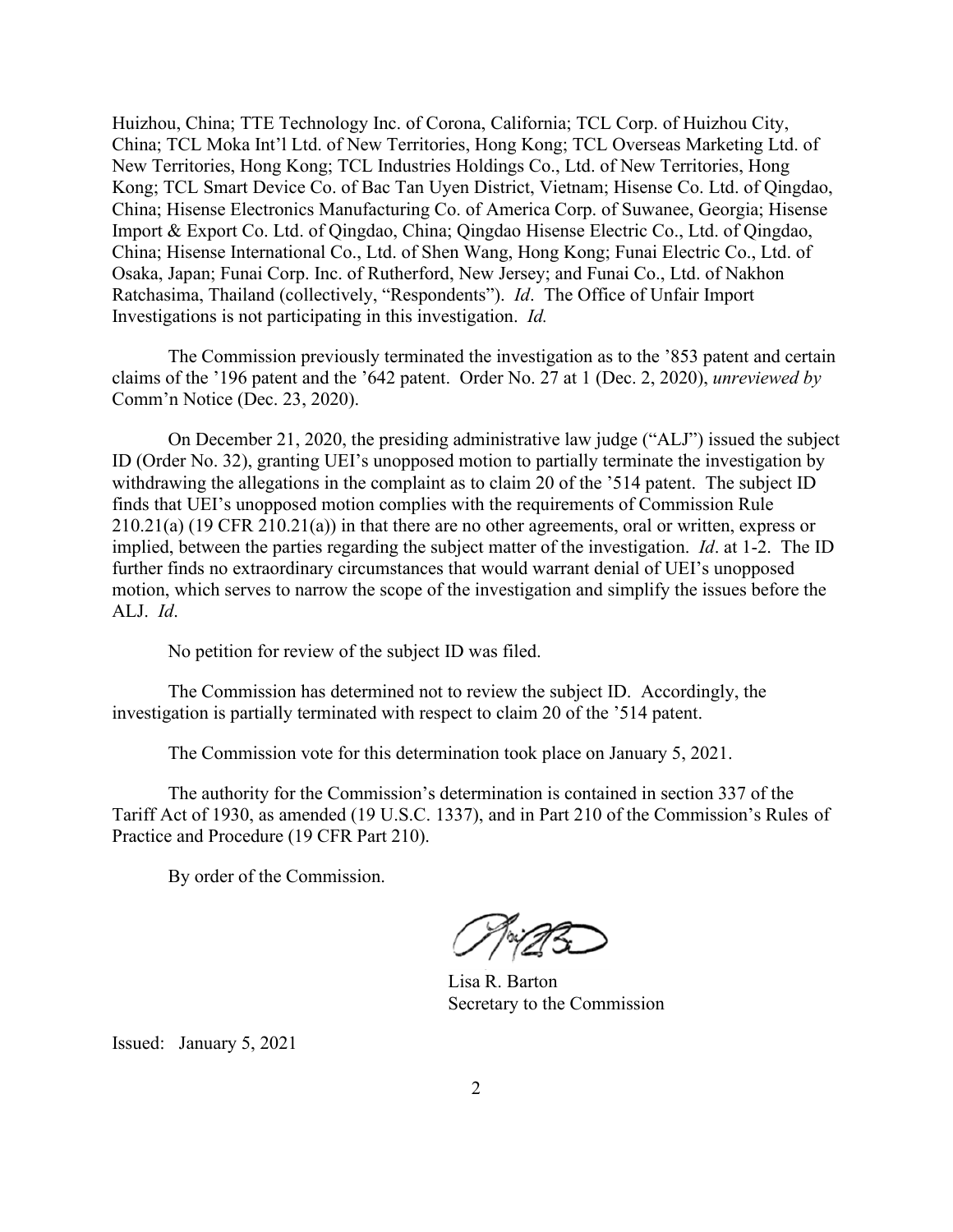Huizhou, China; TTE Technology Inc. of Corona, California; TCL Corp. of Huizhou City, China; TCL Moka Int'l Ltd. of New Territories, Hong Kong; TCL Overseas Marketing Ltd. of New Territories, Hong Kong; TCL Industries Holdings Co., Ltd. of New Territories, Hong Kong; TCL Smart Device Co. of Bac Tan Uyen District, Vietnam; Hisense Co. Ltd. of Qingdao, China; Hisense Electronics Manufacturing Co. of America Corp. of Suwanee, Georgia; Hisense Import & Export Co. Ltd. of Qingdao, China; Qingdao Hisense Electric Co., Ltd. of Qingdao, China; Hisense International Co., Ltd. of Shen Wang, Hong Kong; Funai Electric Co., Ltd. of Osaka, Japan; Funai Corp. Inc. of Rutherford, New Jersey; and Funai Co., Ltd. of Nakhon Ratchasima, Thailand (collectively, "Respondents"). *Id*. The Office of Unfair Import Investigations is not participating in this investigation. *Id.*

The Commission previously terminated the investigation as to the '853 patent and certain claims of the '196 patent and the '642 patent. Order No. 27 at 1 (Dec. 2, 2020), *unreviewed by* Comm'n Notice (Dec. 23, 2020).

On December 21, 2020, the presiding administrative law judge ("ALJ") issued the subject ID (Order No. 32), granting UEI's unopposed motion to partially terminate the investigation by withdrawing the allegations in the complaint as to claim 20 of the '514 patent. The subject ID finds that UEI's unopposed motion complies with the requirements of Commission Rule 210.21(a) (19 CFR 210.21(a)) in that there are no other agreements, oral or written, express or implied, between the parties regarding the subject matter of the investigation. *Id*. at 1-2. The ID further finds no extraordinary circumstances that would warrant denial of UEI's unopposed motion, which serves to narrow the scope of the investigation and simplify the issues before the ALJ. *Id*.

No petition for review of the subject ID was filed.

The Commission has determined not to review the subject ID. Accordingly, the investigation is partially terminated with respect to claim 20 of the '514 patent.

The Commission vote for this determination took place on January 5, 2021.

The authority for the Commission's determination is contained in section 337 of the Tariff Act of 1930, as amended (19 U.S.C. 1337), and in Part 210 of the Commission's Rules of Practice and Procedure (19 CFR Part 210).

By order of the Commission.

Lisa R. Barton
Secretary to the Commission

Issued: January 5, 2021